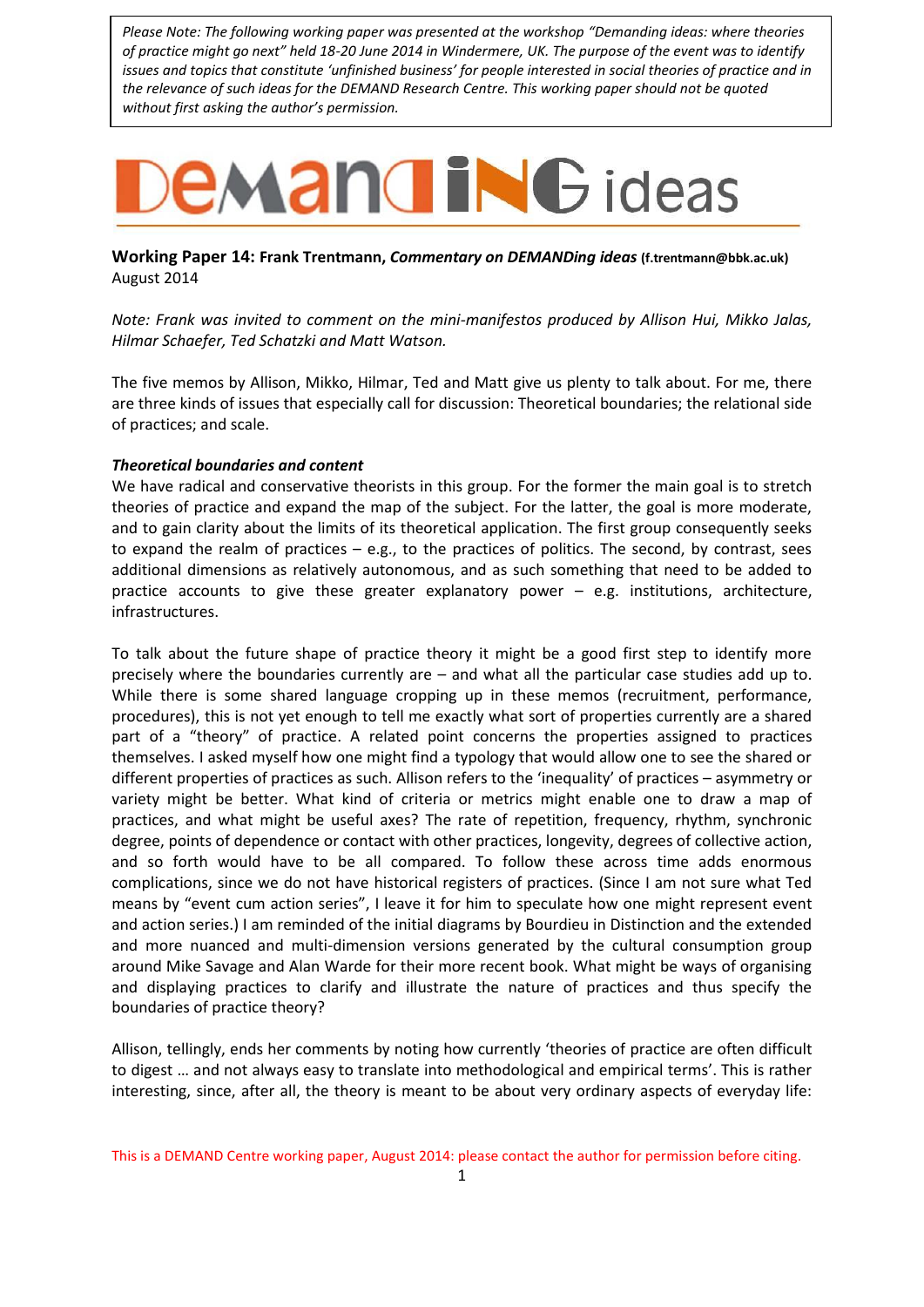*Please Note: The following working paper was presented at the workshop "Demanding ideas: where theories of practice might go next" held 18-20 June 2014 in Windermere, UK. The purpose of the event was to identify issues and topics that constitute 'unfinished business' for people interested in social theories of practice and in the relevance of such ideas for the DEMAND Research Centre. This working paper should not be quoted without first asking the author's permission.*

# DEMANDING ideas

**Working Paper 14: Frank Trentmann, *Commentary on DEMANDing ideas*** **(f.trentmann@bbk.ac.uk)**
August 2014

*Note: Frank was invited to comment on the mini-manifestos produced by Allison Hui, Mikko Jalas, Hilmar Schaefer, Ted Schatzki and Matt Watson.*

The five memos by Allison, Mikko, Hilmar, Ted and Matt give us plenty to talk about. For me, there are three kinds of issues that especially call for discussion: Theoretical boundaries; the relational side of practices; and scale.

***Theoretical boundaries and content***

We have radical and conservative theorists in this group. For the former the main goal is to stretch theories of practice and expand the map of the subject. For the latter, the goal is more moderate, and to gain clarity about the limits of its theoretical application. The first group consequently seeks to expand the realm of practices – e.g., to the practices of politics. The second, by contrast, sees additional dimensions as relatively autonomous, and as such something that need to be added to practice accounts to give these greater explanatory power – e.g. institutions, architecture, infrastructures.

To talk about the future shape of practice theory it might be a good first step to identify more precisely where the boundaries currently are – and what all the particular case studies add up to. While there is some shared language cropping up in these memos (recruitment, performance, procedures), this is not yet enough to tell me exactly what sort of properties currently are a shared part of a "theory" of practice. A related point concerns the properties assigned to practices themselves. I asked myself how one might find a typology that would allow one to see the shared or different properties of practices as such. Allison refers to the 'inequality' of practices – asymmetry or variety might be better. What kind of criteria or metrics might enable one to draw a map of practices, and what might be useful axes? The rate of repetition, frequency, rhythm, synchronic degree, points of dependence or contact with other practices, longevity, degrees of collective action, and so forth would have to be all compared. To follow these across time adds enormous complications, since we do not have historical registers of practices. (Since I am not sure what Ted means by "event cum action series", I leave it for him to speculate how one might represent event and action series.) I am reminded of the initial diagrams by Bourdieu in Distinction and the extended and more nuanced and multi-dimension versions generated by the cultural consumption group around Mike Savage and Alan Warde for their more recent book. What might be ways of organising and displaying practices to clarify and illustrate the nature of practices and thus specify the boundaries of practice theory?

Allison, tellingly, ends her comments by noting how currently 'theories of practice are often difficult to digest … and not always easy to translate into methodological and empirical terms'. This is rather interesting, since, after all, the theory is meant to be about very ordinary aspects of everyday life: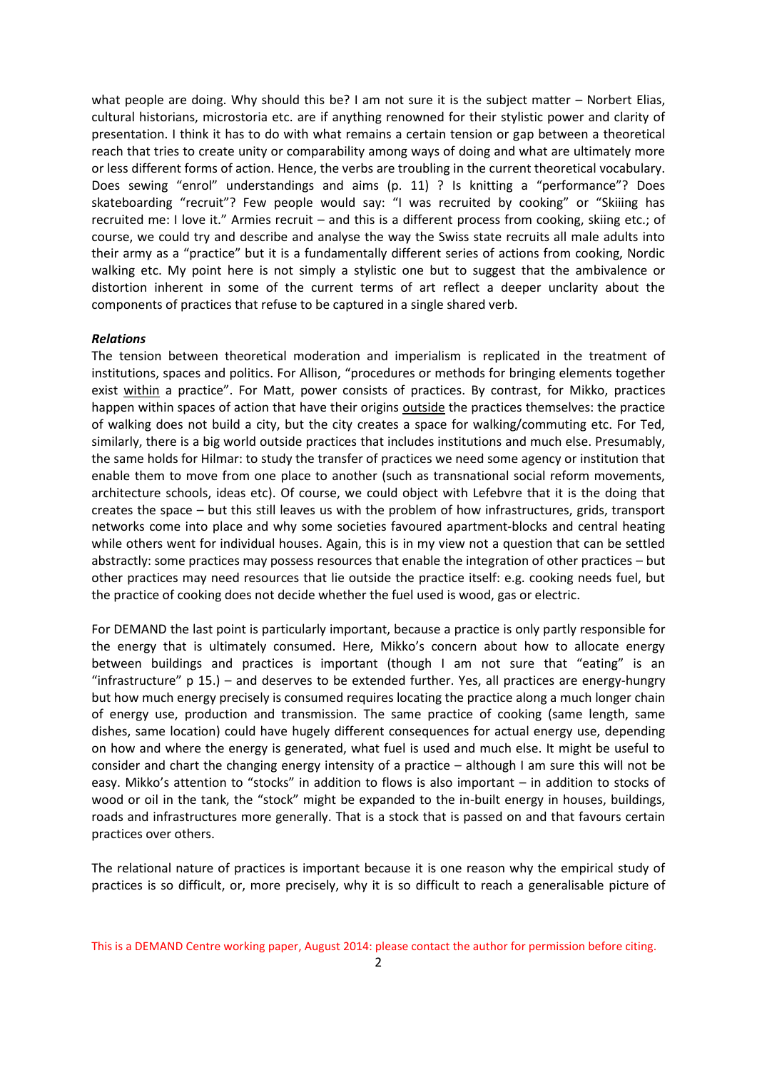what people are doing. Why should this be? I am not sure it is the subject matter – Norbert Elias, cultural historians, microstoria etc. are if anything renowned for their stylistic power and clarity of presentation. I think it has to do with what remains a certain tension or gap between a theoretical reach that tries to create unity or comparability among ways of doing and what are ultimately more or less different forms of action. Hence, the verbs are troubling in the current theoretical vocabulary. Does sewing "enrol" understandings and aims (p. 11) ? Is knitting a "performance"? Does skateboarding "recruit"? Few people would say: "I was recruited by cooking" or "Skiiing has recruited me: I love it." Armies recruit – and this is a different process from cooking, skiing etc.; of course, we could try and describe and analyse the way the Swiss state recruits all male adults into their army as a "practice" but it is a fundamentally different series of actions from cooking, Nordic walking etc. My point here is not simply a stylistic one but to suggest that the ambivalence or distortion inherent in some of the current terms of art reflect a deeper unclarity about the components of practices that refuse to be captured in a single shared verb.

***Relations***

The tension between theoretical moderation and imperialism is replicated in the treatment of institutions, spaces and politics. For Allison, "procedures or methods for bringing elements together exist <u>within</u> a practice". For Matt, power consists of practices. By contrast, for Mikko, practices happen within spaces of action that have their origins <u>outside</u> the practices themselves: the practice of walking does not build a city, but the city creates a space for walking/commuting etc. For Ted, similarly, there is a big world outside practices that includes institutions and much else. Presumably, the same holds for Hilmar: to study the transfer of practices we need some agency or institution that enable them to move from one place to another (such as transnational social reform movements, architecture schools, ideas etc). Of course, we could object with Lefebvre that it is the doing that creates the space – but this still leaves us with the problem of how infrastructures, grids, transport networks come into place and why some societies favoured apartment-blocks and central heating while others went for individual houses. Again, this is in my view not a question that can be settled abstractly: some practices may possess resources that enable the integration of other practices – but other practices may need resources that lie outside the practice itself: e.g. cooking needs fuel, but the practice of cooking does not decide whether the fuel used is wood, gas or electric.

For DEMAND the last point is particularly important, because a practice is only partly responsible for the energy that is ultimately consumed. Here, Mikko's concern about how to allocate energy between buildings and practices is important (though I am not sure that "eating" is an "infrastructure" p 15.) – and deserves to be extended further. Yes, all practices are energy-hungry but how much energy precisely is consumed requires locating the practice along a much longer chain of energy use, production and transmission. The same practice of cooking (same length, same dishes, same location) could have hugely different consequences for actual energy use, depending on how and where the energy is generated, what fuel is used and much else. It might be useful to consider and chart the changing energy intensity of a practice – although I am sure this will not be easy. Mikko's attention to "stocks" in addition to flows is also important – in addition to stocks of wood or oil in the tank, the "stock" might be expanded to the in-built energy in houses, buildings, roads and infrastructures more generally. That is a stock that is passed on and that favours certain practices over others.

The relational nature of practices is important because it is one reason why the empirical study of practices is so difficult, or, more precisely, why it is so difficult to reach a generalisable picture of

This is a DEMAND Centre working paper, August 2014: please contact the author for permission before citing.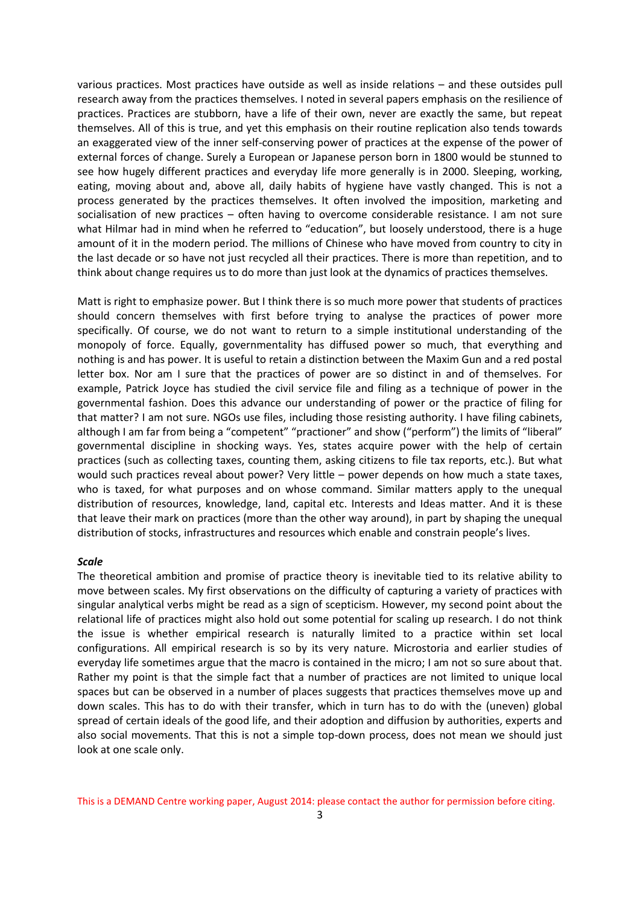various practices. Most practices have outside as well as inside relations – and these outsides pull research away from the practices themselves. I noted in several papers emphasis on the resilience of practices. Practices are stubborn, have a life of their own, never are exactly the same, but repeat themselves. All of this is true, and yet this emphasis on their routine replication also tends towards an exaggerated view of the inner self-conserving power of practices at the expense of the power of external forces of change. Surely a European or Japanese person born in 1800 would be stunned to see how hugely different practices and everyday life more generally is in 2000. Sleeping, working, eating, moving about and, above all, daily habits of hygiene have vastly changed. This is not a process generated by the practices themselves. It often involved the imposition, marketing and socialisation of new practices – often having to overcome considerable resistance. I am not sure what Hilmar had in mind when he referred to "education", but loosely understood, there is a huge amount of it in the modern period. The millions of Chinese who have moved from country to city in the last decade or so have not just recycled all their practices. There is more than repetition, and to think about change requires us to do more than just look at the dynamics of practices themselves.

Matt is right to emphasize power. But I think there is so much more power that students of practices should concern themselves with first before trying to analyse the practices of power more specifically. Of course, we do not want to return to a simple institutional understanding of the monopoly of force. Equally, governmentality has diffused power so much, that everything and nothing is and has power. It is useful to retain a distinction between the Maxim Gun and a red postal letter box. Nor am I sure that the practices of power are so distinct in and of themselves. For example, Patrick Joyce has studied the civil service file and filing as a technique of power in the governmental fashion. Does this advance our understanding of power or the practice of filing for that matter? I am not sure. NGOs use files, including those resisting authority. I have filing cabinets, although I am far from being a "competent" "practioner" and show ("perform") the limits of "liberal" governmental discipline in shocking ways. Yes, states acquire power with the help of certain practices (such as collecting taxes, counting them, asking citizens to file tax reports, etc.). But what would such practices reveal about power? Very little – power depends on how much a state taxes, who is taxed, for what purposes and on whose command. Similar matters apply to the unequal distribution of resources, knowledge, land, capital etc. Interests and Ideas matter. And it is these that leave their mark on practices (more than the other way around), in part by shaping the unequal distribution of stocks, infrastructures and resources which enable and constrain people's lives.

***Scale***

The theoretical ambition and promise of practice theory is inevitable tied to its relative ability to move between scales. My first observations on the difficulty of capturing a variety of practices with singular analytical verbs might be read as a sign of scepticism. However, my second point about the relational life of practices might also hold out some potential for scaling up research. I do not think the issue is whether empirical research is naturally limited to a practice within set local configurations. All empirical research is so by its very nature. Microstoria and earlier studies of everyday life sometimes argue that the macro is contained in the micro; I am not so sure about that. Rather my point is that the simple fact that a number of practices are not limited to unique local spaces but can be observed in a number of places suggests that practices themselves move up and down scales. This has to do with their transfer, which in turn has to do with the (uneven) global spread of certain ideals of the good life, and their adoption and diffusion by authorities, experts and also social movements. That this is not a simple top-down process, does not mean we should just look at one scale only.

This is a DEMAND Centre working paper, August 2014: please contact the author for permission before citing.